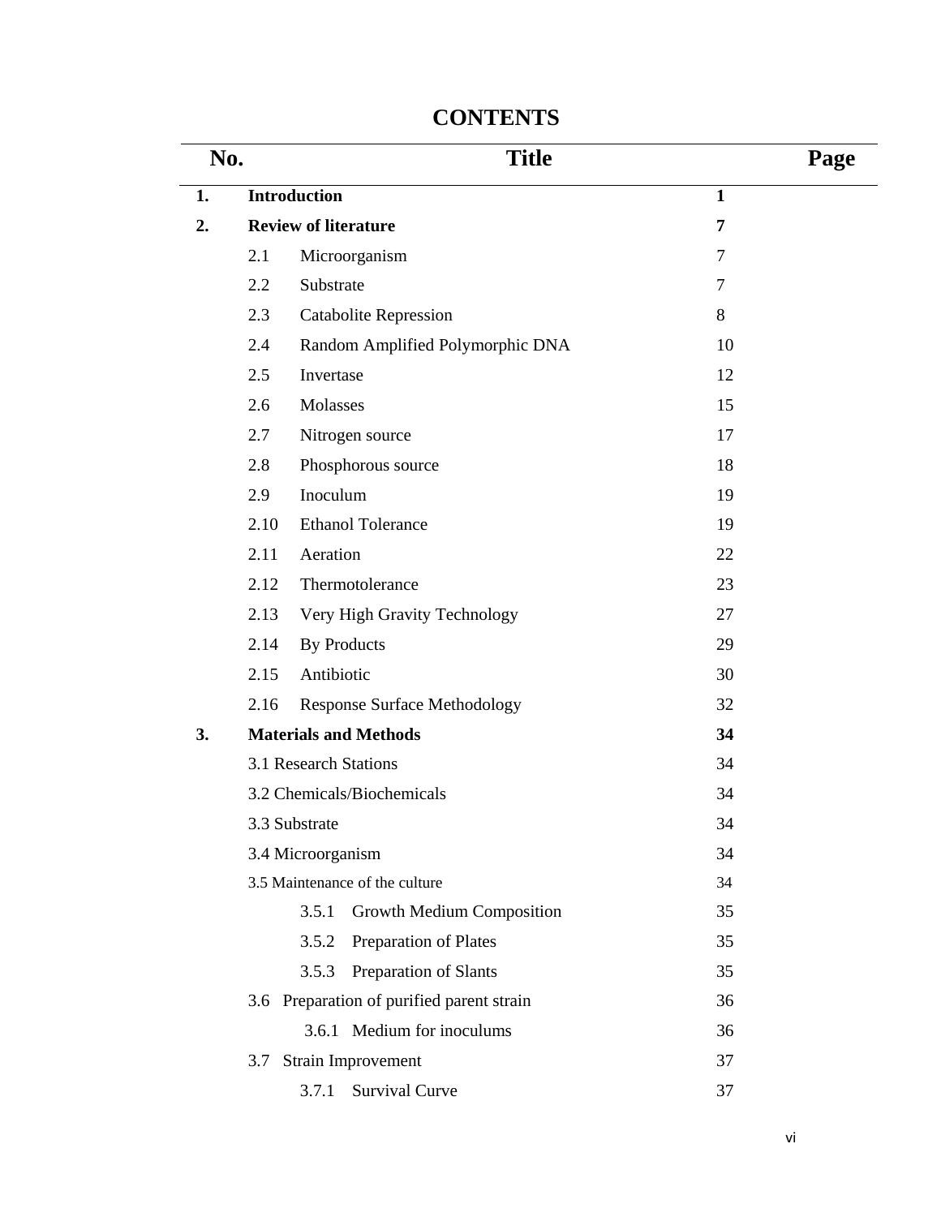# CONTENTS

| No. | Title | Page |
|---|---|---|
| **1.** | **Introduction** | **1** |
| **2.** | **Review of literature** | **7** |
| | 2.1 Microorganism | 7 |
| | 2.2 Substrate | 7 |
| | 2.3 Catabolite Repression | 8 |
| | 2.4 Random Amplified Polymorphic DNA | 10 |
| | 2.5 Invertase | 12 |
| | 2.6 Molasses | 15 |
| | 2.7 Nitrogen source | 17 |
| | 2.8 Phosphorous source | 18 |
| | 2.9 Inoculum | 19 |
| | 2.10 Ethanol Tolerance | 19 |
| | 2.11 Aeration | 22 |
| | 2.12 Thermotolerance | 23 |
| | 2.13 Very High Gravity Technology | 27 |
| | 2.14 By Products | 29 |
| | 2.15 Antibiotic | 30 |
| | 2.16 Response Surface Methodology | 32 |
| **3.** | **Materials and Methods** | **34** |
| | 3.1 Research Stations | 34 |
| | 3.2 Chemicals/Biochemicals | 34 |
| | 3.3 Substrate | 34 |
| | 3.4 Microorganism | 34 |
| | 3.5 Maintenance of the culture | 34 |
| | 3.5.1 Growth Medium Composition | 35 |
| | 3.5.2 Preparation of Plates | 35 |
| | 3.5.3 Preparation of Slants | 35 |
| | 3.6 Preparation of purified parent strain | 36 |
| | 3.6.1 Medium for inoculums | 36 |
| | 3.7 Strain Improvement | 37 |
| | 3.7.1 Survival Curve | 37 |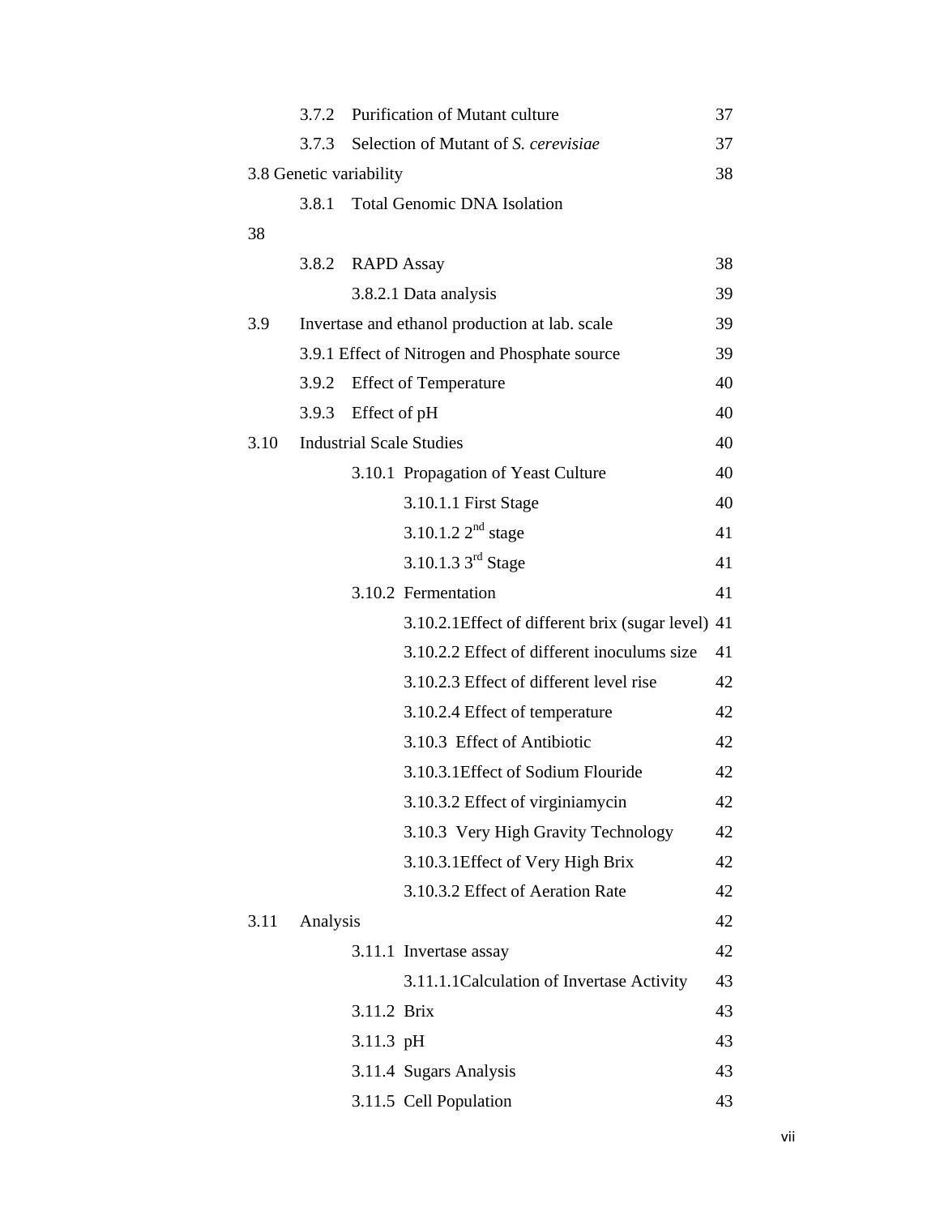| | |
|---|---|
| 3.7.2 Purification of Mutant culture | 37 |
| 3.7.3 Selection of Mutant of *S. cerevisiae* | 37 |
| 3.8 Genetic variability | 38 |
| 3.8.1 Total Genomic DNA Isolation | 38 |
| 3.8.2 RAPD Assay | 38 |
| 3.8.2.1 Data analysis | 39 |
| 3.9 Invertase and ethanol production at lab. scale | 39 |
| 3.9.1 Effect of Nitrogen and Phosphate source | 39 |
| 3.9.2 Effect of Temperature | 40 |
| 3.9.3 Effect of pH | 40 |
| 3.10 Industrial Scale Studies | 40 |
| 3.10.1 Propagation of Yeast Culture | 40 |
| 3.10.1.1 First Stage | 40 |
| 3.10.1.2 2nd stage | 41 |
| 3.10.1.3 3rd Stage | 41 |
| 3.10.2 Fermentation | 41 |
| 3.10.2.1Effect of different brix (sugar level) | 41 |
| 3.10.2.2 Effect of different inoculums size | 41 |
| 3.10.2.3 Effect of different level rise | 42 |
| 3.10.2.4 Effect of temperature | 42 |
| 3.10.3 Effect of Antibiotic | 42 |
| 3.10.3.1Effect of Sodium Flouride | 42 |
| 3.10.3.2 Effect of virginiamycin | 42 |
| 3.10.3 Very High Gravity Technology | 42 |
| 3.10.3.1Effect of Very High Brix | 42 |
| 3.10.3.2 Effect of Aeration Rate | 42 |
| 3.11 Analysis | 42 |
| 3.11.1 Invertase assay | 42 |
| 3.11.1.1Calculation of Invertase Activity | 43 |
| 3.11.2 Brix | 43 |
| 3.11.3 pH | 43 |
| 3.11.4 Sugars Analysis | 43 |
| 3.11.5 Cell Population | 43 |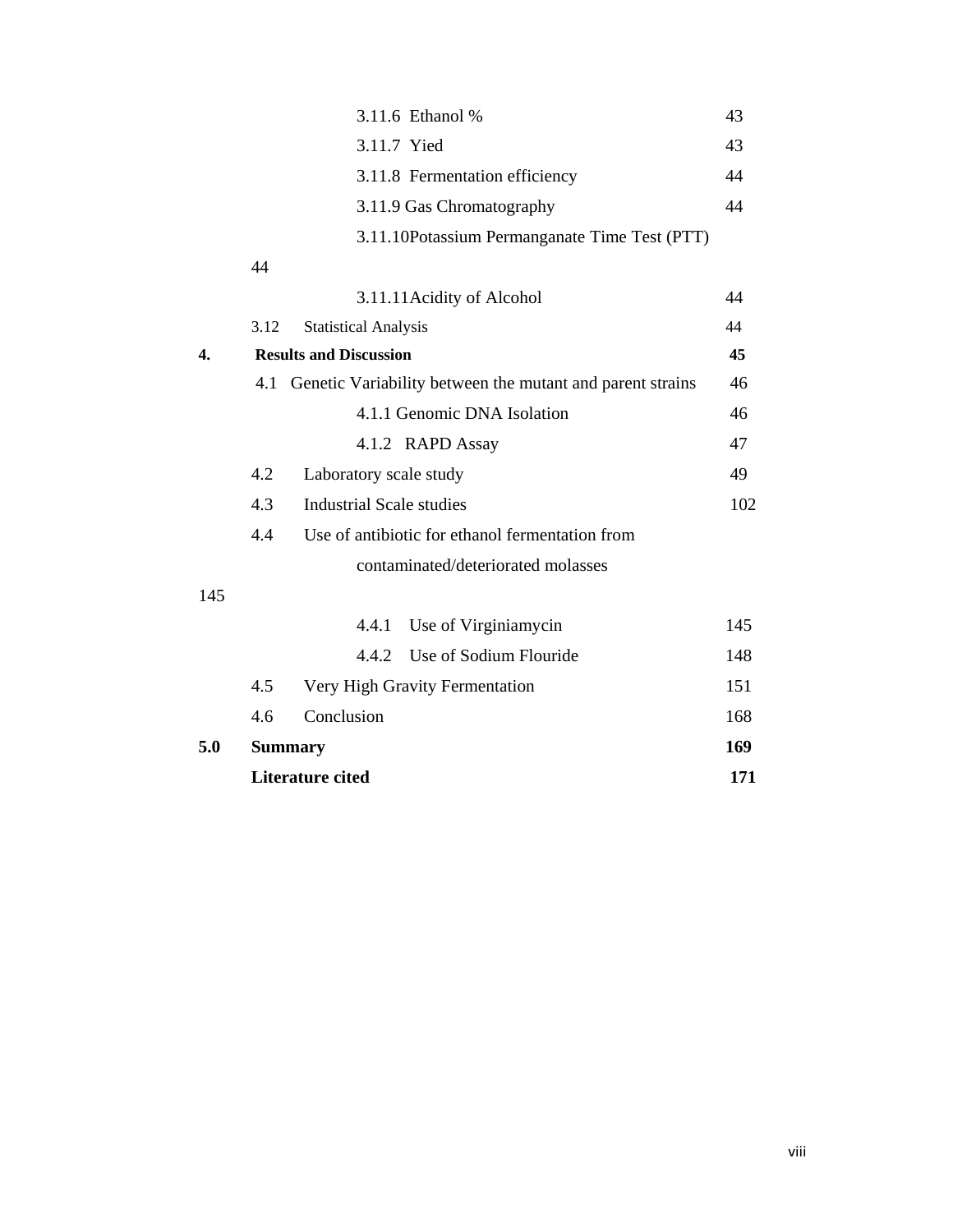| | | | |
|---|---|---|---|
| | | 3.11.6 Ethanol % | 43 |
| | | 3.11.7 Yied | 43 |
| | | 3.11.8 Fermentation efficiency | 44 |
| | | 3.11.9 Gas Chromatography | 44 |
| | | 3.11.10Potassium Permanganate Time Test (PTT) | 44 |
| | | 3.11.11Acidity of Alcohol | 44 |
| | 3.12 | Statistical Analysis | 44 |
| **4.** | | **Results and Discussion** | **45** |
| | 4.1 | Genetic Variability between the mutant and parent strains | 46 |
| | | 4.1.1 Genomic DNA Isolation | 46 |
| | | 4.1.2 RAPD Assay | 47 |
| | 4.2 | Laboratory scale study | 49 |
| | 4.3 | Industrial Scale studies | 102 |
| | 4.4 | Use of antibiotic for ethanol fermentation from contaminated/deteriorated molasses | 145 |
| | | 4.4.1 Use of Virginiamycin | 145 |
| | | 4.4.2 Use of Sodium Flouride | 148 |
| | 4.5 | Very High Gravity Fermentation | 151 |
| | 4.6 | Conclusion | 168 |
| **5.0** | | **Summary** | **169** |
| | | **Literature cited** | **171** |